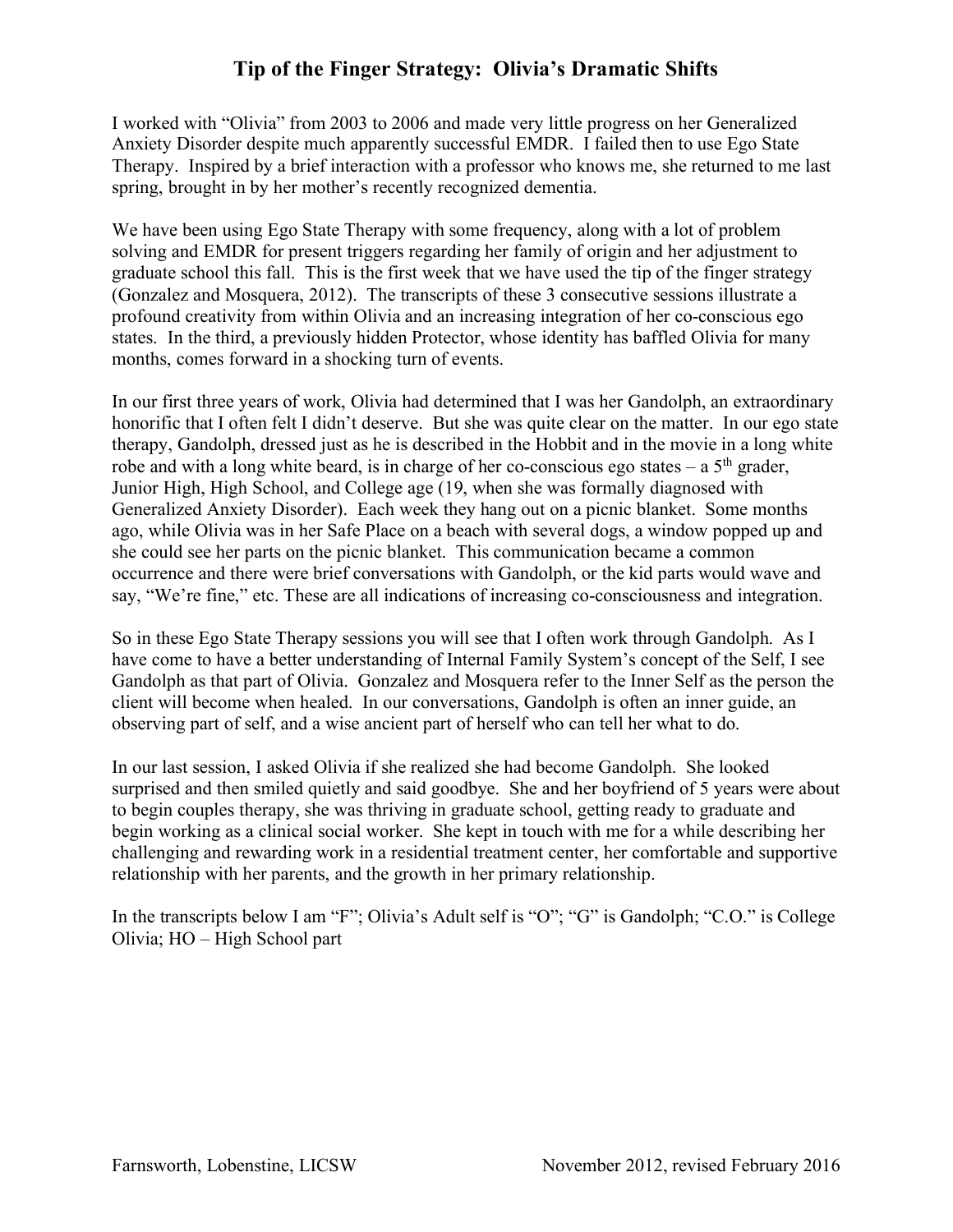# Tip of the Finger Strategy: Olivia's Dramatic Shifts

I worked with "Olivia" from 2003 to 2006 and made very little progress on her Generalized Anxiety Disorder despite much apparently successful EMDR. I failed then to use Ego State Therapy. Inspired by a brief interaction with a professor who knows me, she returned to me last spring, brought in by her mother's recently recognized dementia.

We have been using Ego State Therapy with some frequency, along with a lot of problem solving and EMDR for present triggers regarding her family of origin and her adjustment to graduate school this fall. This is the first week that we have used the tip of the finger strategy (Gonzalez and Mosquera, 2012). The transcripts of these 3 consecutive sessions illustrate a profound creativity from within Olivia and an increasing integration of her co-conscious ego states. In the third, a previously hidden Protector, whose identity has baffled Olivia for many months, comes forward in a shocking turn of events.

In our first three years of work, Olivia had determined that I was her Gandolph, an extraordinary honorific that I often felt I didn't deserve. But she was quite clear on the matter. In our ego state therapy, Gandolph, dressed just as he is described in the Hobbit and in the movie in a long white robe and with a long white beard, is in charge of her co-conscious ego states – a 5th grader, Junior High, High School, and College age (19, when she was formally diagnosed with Generalized Anxiety Disorder). Each week they hang out on a picnic blanket. Some months ago, while Olivia was in her Safe Place on a beach with several dogs, a window popped up and she could see her parts on the picnic blanket. This communication became a common occurrence and there were brief conversations with Gandolph, or the kid parts would wave and say, "We're fine," etc. These are all indications of increasing co-consciousness and integration.

So in these Ego State Therapy sessions you will see that I often work through Gandolph. As I have come to have a better understanding of Internal Family System's concept of the Self, I see Gandolph as that part of Olivia. Gonzalez and Mosquera refer to the Inner Self as the person the client will become when healed. In our conversations, Gandolph is often an inner guide, an observing part of self, and a wise ancient part of herself who can tell her what to do.

In our last session, I asked Olivia if she realized she had become Gandolph. She looked surprised and then smiled quietly and said goodbye. She and her boyfriend of 5 years were about to begin couples therapy, she was thriving in graduate school, getting ready to graduate and begin working as a clinical social worker. She kept in touch with me for a while describing her challenging and rewarding work in a residential treatment center, her comfortable and supportive relationship with her parents, and the growth in her primary relationship.

In the transcripts below I am "F"; Olivia's Adult self is "O"; "G" is Gandolph; "C.O." is College Olivia; HO – High School part

Farnsworth, Lobenstine, LICSW November 2012, revised February 2016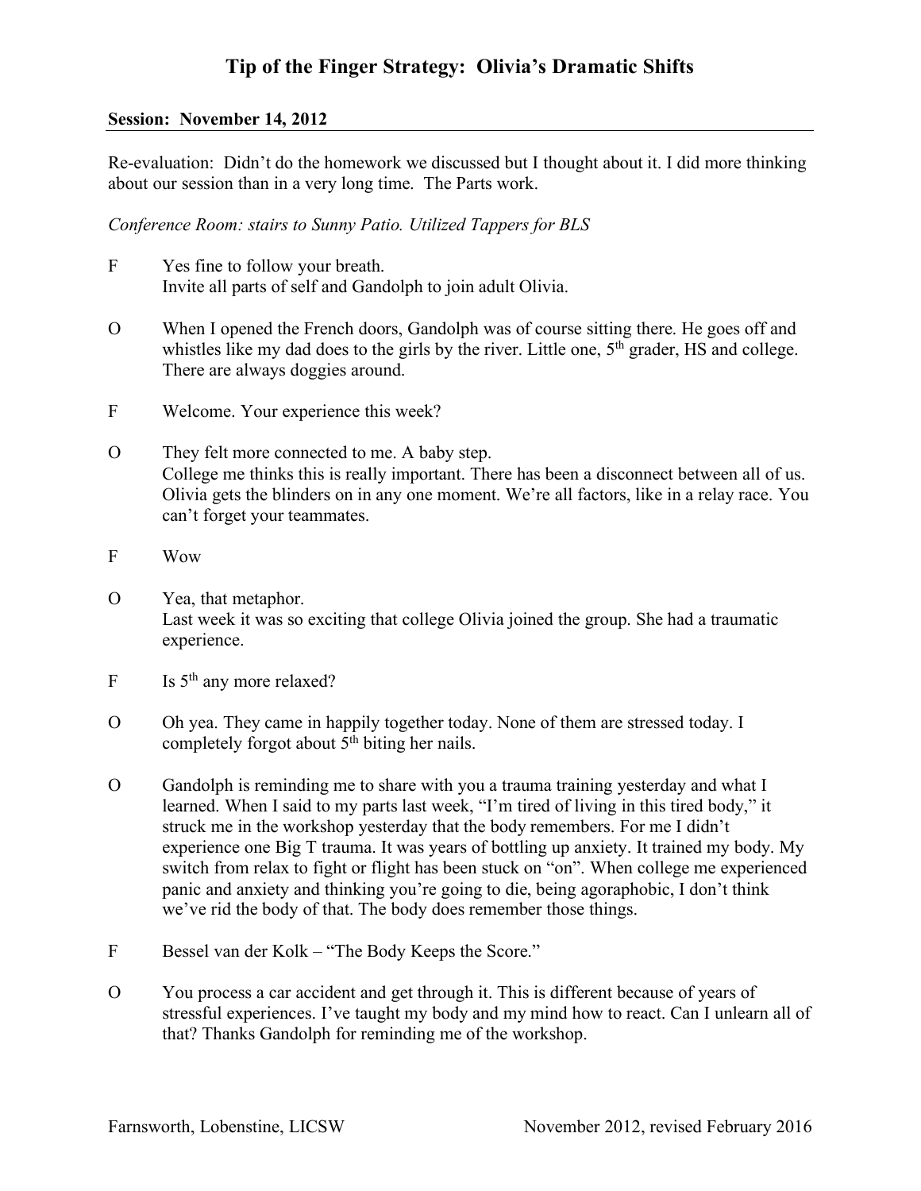# Tip of the Finger Strategy: Olivia's Dramatic Shifts

**Session: November 14, 2012**

Re-evaluation: Didn't do the homework we discussed but I thought about it. I did more thinking about our session than in a very long time. The Parts work.

*Conference Room: stairs to Sunny Patio. Utilized Tappers for BLS*

F Yes fine to follow your breath.
Invite all parts of self and Gandolph to join adult Olivia.

O When I opened the French doors, Gandolph was of course sitting there. He goes off and whistles like my dad does to the girls by the river. Little one, 5th grader, HS and college. There are always doggies around.

F Welcome. Your experience this week?

O They felt more connected to me. A baby step.
College me thinks this is really important. There has been a disconnect between all of us. Olivia gets the blinders on in any one moment. We're all factors, like in a relay race. You can't forget your teammates.

F Wow

O Yea, that metaphor.
Last week it was so exciting that college Olivia joined the group. She had a traumatic experience.

F Is 5th any more relaxed?

O Oh yea. They came in happily together today. None of them are stressed today. I completely forgot about 5th biting her nails.

O Gandolph is reminding me to share with you a trauma training yesterday and what I learned. When I said to my parts last week, "I'm tired of living in this tired body," it struck me in the workshop yesterday that the body remembers. For me I didn't experience one Big T trauma. It was years of bottling up anxiety. It trained my body. My switch from relax to fight or flight has been stuck on "on". When college me experienced panic and anxiety and thinking you're going to die, being agoraphobic, I don't think we've rid the body of that. The body does remember those things.

F Bessel van der Kolk – "The Body Keeps the Score."

O You process a car accident and get through it. This is different because of years of stressful experiences. I've taught my body and my mind how to react. Can I unlearn all of that? Thanks Gandolph for reminding me of the workshop.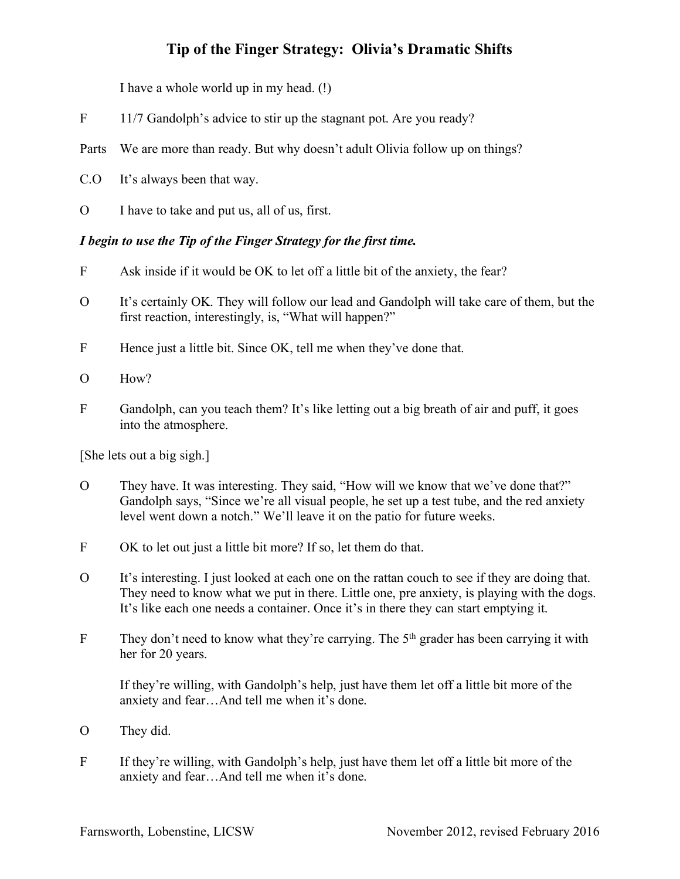## Tip of the Finger Strategy: Olivia's Dramatic Shifts

I have a whole world up in my head. (!)

F 11/7 Gandolph's advice to stir up the stagnant pot. Are you ready?

Parts We are more than ready. But why doesn't adult Olivia follow up on things?

C.O It's always been that way.

O I have to take and put us, all of us, first.

***I begin to use the Tip of the Finger Strategy for the first time.***

F Ask inside if it would be OK to let off a little bit of the anxiety, the fear?

O It's certainly OK. They will follow our lead and Gandolph will take care of them, but the first reaction, interestingly, is, "What will happen?"

F Hence just a little bit. Since OK, tell me when they've done that.

O How?

F Gandolph, can you teach them? It's like letting out a big breath of air and puff, it goes into the atmosphere.

[She lets out a big sigh.]

O They have. It was interesting. They said, "How will we know that we've done that?" Gandolph says, "Since we're all visual people, he set up a test tube, and the red anxiety level went down a notch." We'll leave it on the patio for future weeks.

F OK to let out just a little bit more? If so, let them do that.

O It's interesting. I just looked at each one on the rattan couch to see if they are doing that. They need to know what we put in there. Little one, pre anxiety, is playing with the dogs. It's like each one needs a container. Once it's in there they can start emptying it.

F They don't need to know what they're carrying. The 5th grader has been carrying it with her for 20 years.

If they're willing, with Gandolph's help, just have them let off a little bit more of the anxiety and fear…And tell me when it's done.

O They did.

F If they're willing, with Gandolph's help, just have them let off a little bit more of the anxiety and fear…And tell me when it's done.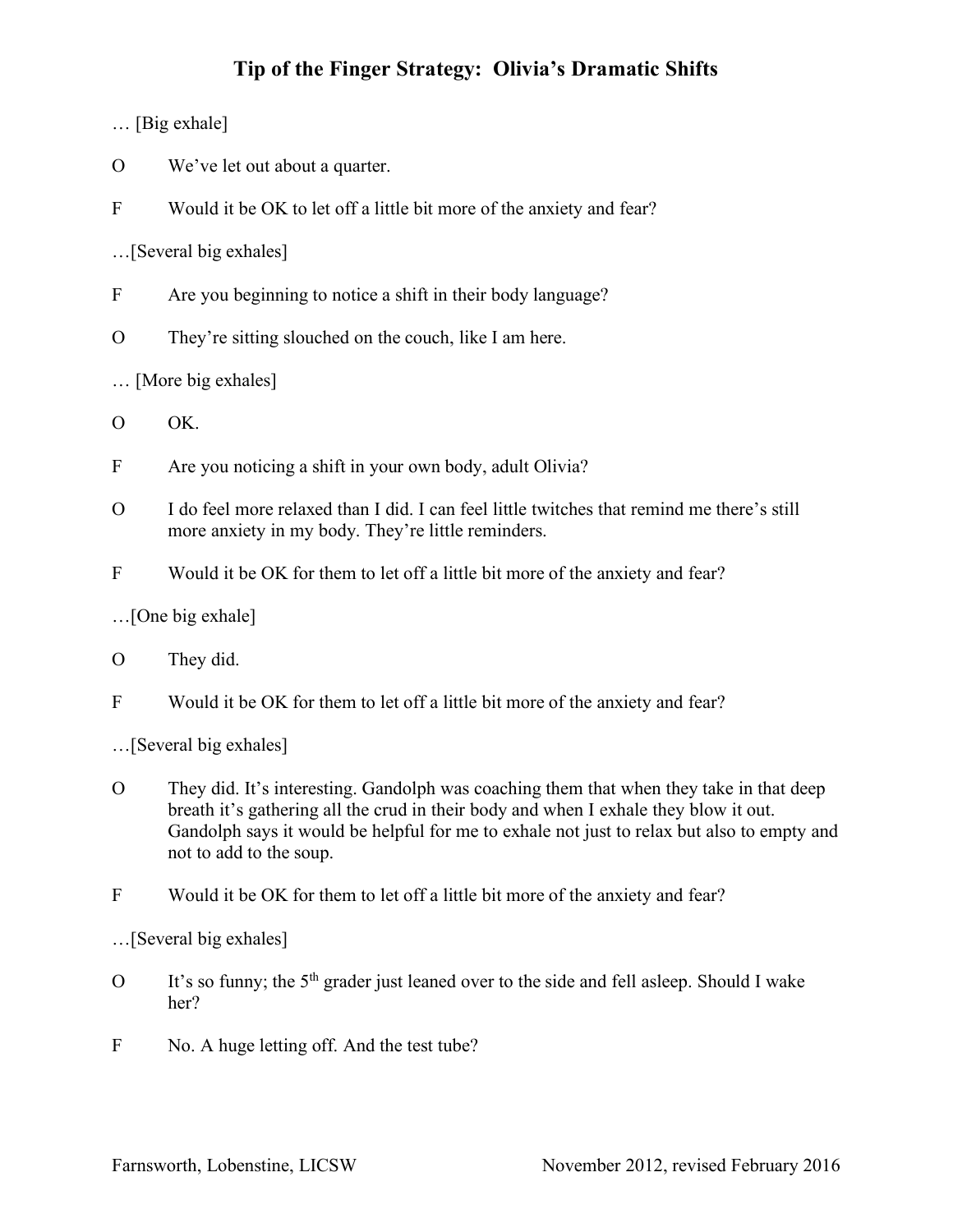# Tip of the Finger Strategy: Olivia's Dramatic Shifts

… [Big exhale]

O We've let out about a quarter.

F Would it be OK to let off a little bit more of the anxiety and fear?

…[Several big exhales]

F Are you beginning to notice a shift in their body language?

O They're sitting slouched on the couch, like I am here.

… [More big exhales]

O OK.

F Are you noticing a shift in your own body, adult Olivia?

O I do feel more relaxed than I did. I can feel little twitches that remind me there's still more anxiety in my body. They're little reminders.

F Would it be OK for them to let off a little bit more of the anxiety and fear?

…[One big exhale]

O They did.

F Would it be OK for them to let off a little bit more of the anxiety and fear?

…[Several big exhales]

O They did. It's interesting. Gandolph was coaching them that when they take in that deep breath it's gathering all the crud in their body and when I exhale they blow it out. Gandolph says it would be helpful for me to exhale not just to relax but also to empty and not to add to the soup.

F Would it be OK for them to let off a little bit more of the anxiety and fear?

…[Several big exhales]

O It's so funny; the 5th grader just leaned over to the side and fell asleep. Should I wake her?

F No. A huge letting off. And the test tube?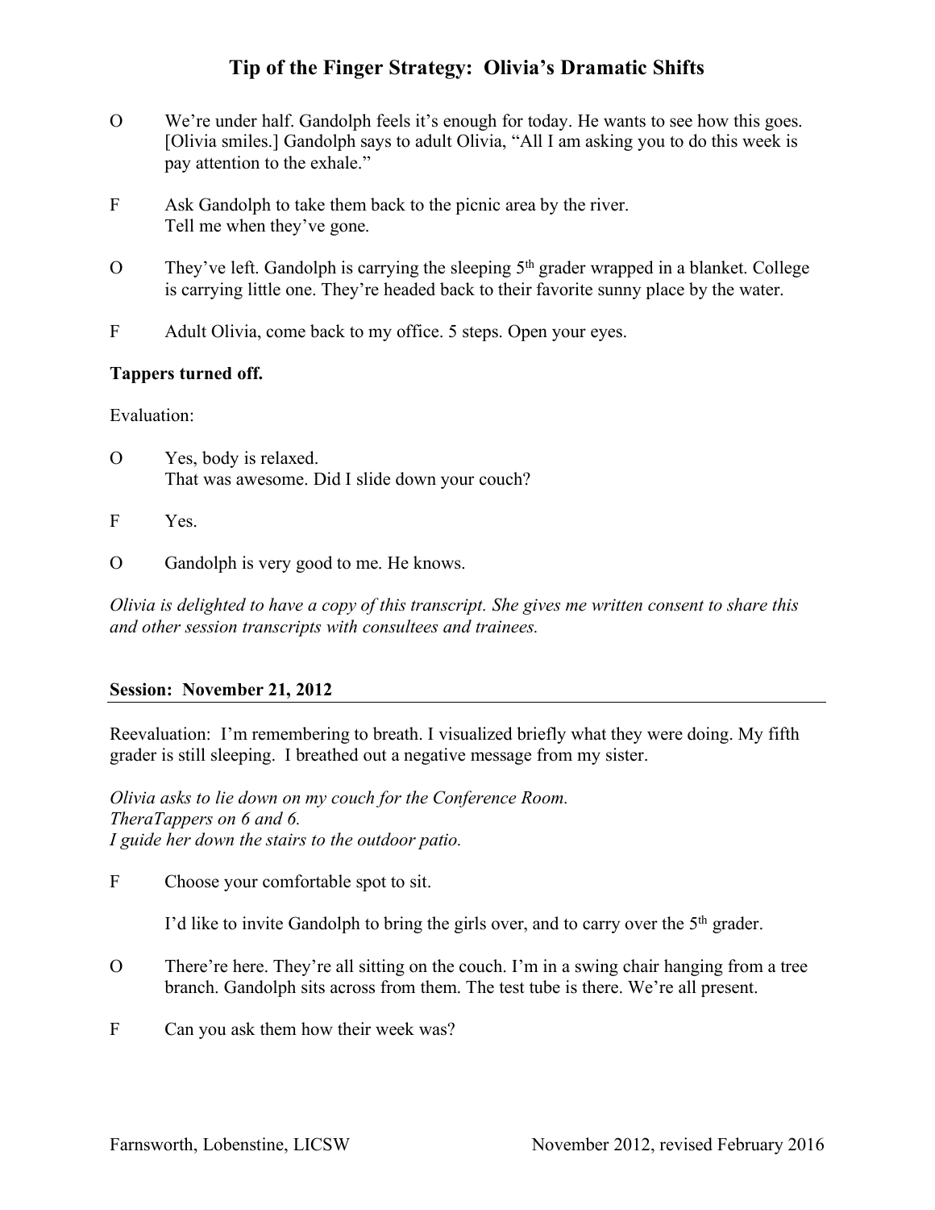O We're under half. Gandolph feels it's enough for today. He wants to see how this goes. [Olivia smiles.] Gandolph says to adult Olivia, "All I am asking you to do this week is pay attention to the exhale."

F Ask Gandolph to take them back to the picnic area by the river.
Tell me when they've gone.

O They've left. Gandolph is carrying the sleeping 5th grader wrapped in a blanket. College is carrying little one. They're headed back to their favorite sunny place by the water.

F Adult Olivia, come back to my office. 5 steps. Open your eyes.

**Tappers turned off.**

Evaluation:

O Yes, body is relaxed.
That was awesome. Did I slide down your couch?

F Yes.

O Gandolph is very good to me. He knows.

*Olivia is delighted to have a copy of this transcript. She gives me written consent to share this and other session transcripts with consultees and trainees.*

**Session: November 21, 2012**

---

Reevaluation: I'm remembering to breath. I visualized briefly what they were doing. My fifth grader is still sleeping. I breathed out a negative message from my sister.

*Olivia asks to lie down on my couch for the Conference Room.*
*TheraTappers on 6 and 6.*
*I guide her down the stairs to the outdoor patio.*

F Choose your comfortable spot to sit.

I'd like to invite Gandolph to bring the girls over, and to carry over the 5th grader.

O There're here. They're all sitting on the couch. I'm in a swing chair hanging from a tree branch. Gandolph sits across from them. The test tube is there. We're all present.

F Can you ask them how their week was?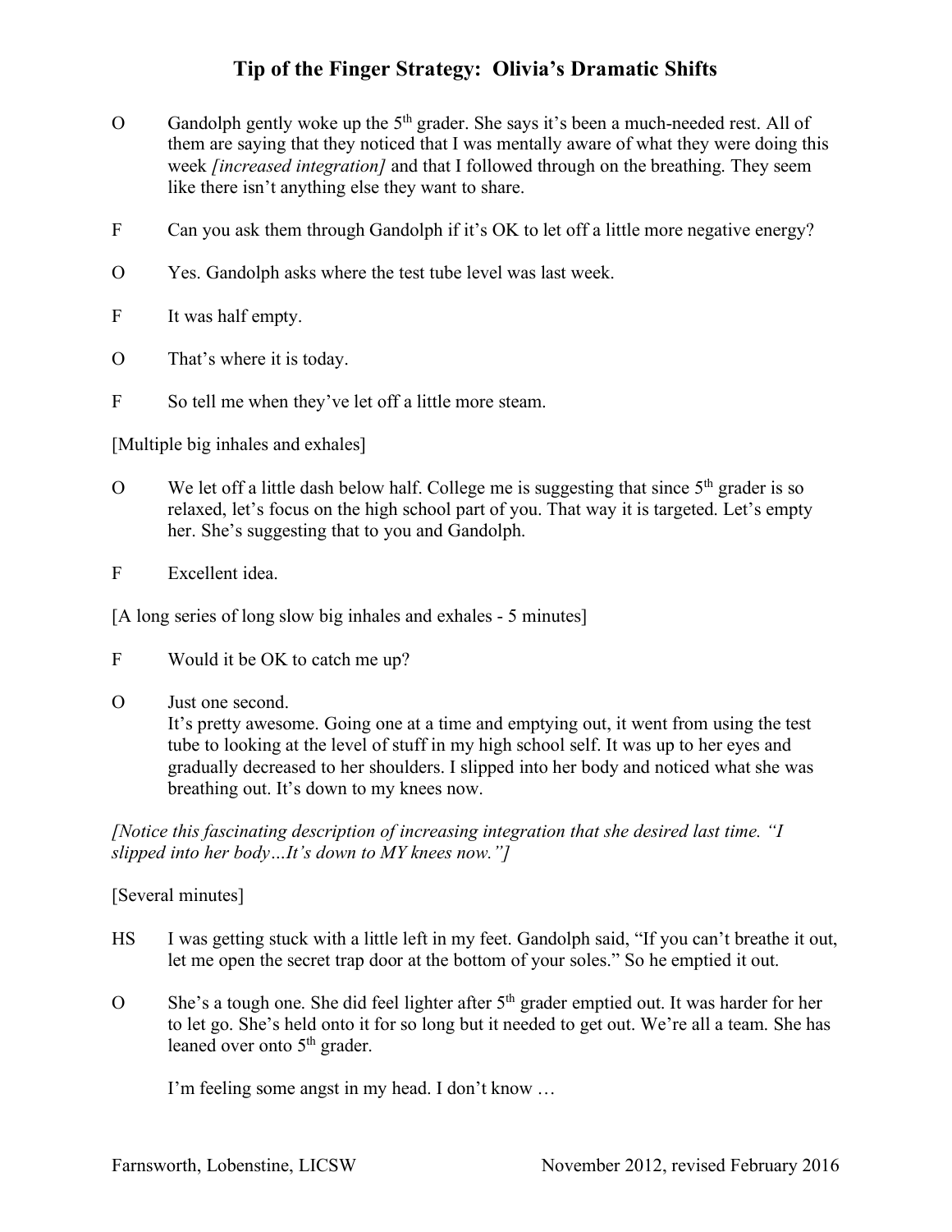# Tip of the Finger Strategy: Olivia's Dramatic Shifts

O Gandolph gently woke up the 5th grader. She says it's been a much-needed rest. All of them are saying that they noticed that I was mentally aware of what they were doing this week *[increased integration]* and that I followed through on the breathing. They seem like there isn't anything else they want to share.

F Can you ask them through Gandolph if it's OK to let off a little more negative energy?

O Yes. Gandolph asks where the test tube level was last week.

F It was half empty.

O That's where it is today.

F So tell me when they've let off a little more steam.

[Multiple big inhales and exhales]

O We let off a little dash below half. College me is suggesting that since 5th grader is so relaxed, let's focus on the high school part of you. That way it is targeted. Let's empty her. She's suggesting that to you and Gandolph.

F Excellent idea.

[A long series of long slow big inhales and exhales - 5 minutes]

F Would it be OK to catch me up?

O Just one second.
It's pretty awesome. Going one at a time and emptying out, it went from using the test tube to looking at the level of stuff in my high school self. It was up to her eyes and gradually decreased to her shoulders. I slipped into her body and noticed what she was breathing out. It's down to my knees now.

*[Notice this fascinating description of increasing integration that she desired last time. "I slipped into her body…It's down to MY knees now."]*

[Several minutes]

HS I was getting stuck with a little left in my feet. Gandolph said, "If you can't breathe it out, let me open the secret trap door at the bottom of your soles." So he emptied it out.

O She's a tough one. She did feel lighter after 5th grader emptied out. It was harder for her to let go. She's held onto it for so long but it needed to get out. We're all a team. She has leaned over onto 5th grader.

I'm feeling some angst in my head. I don't know …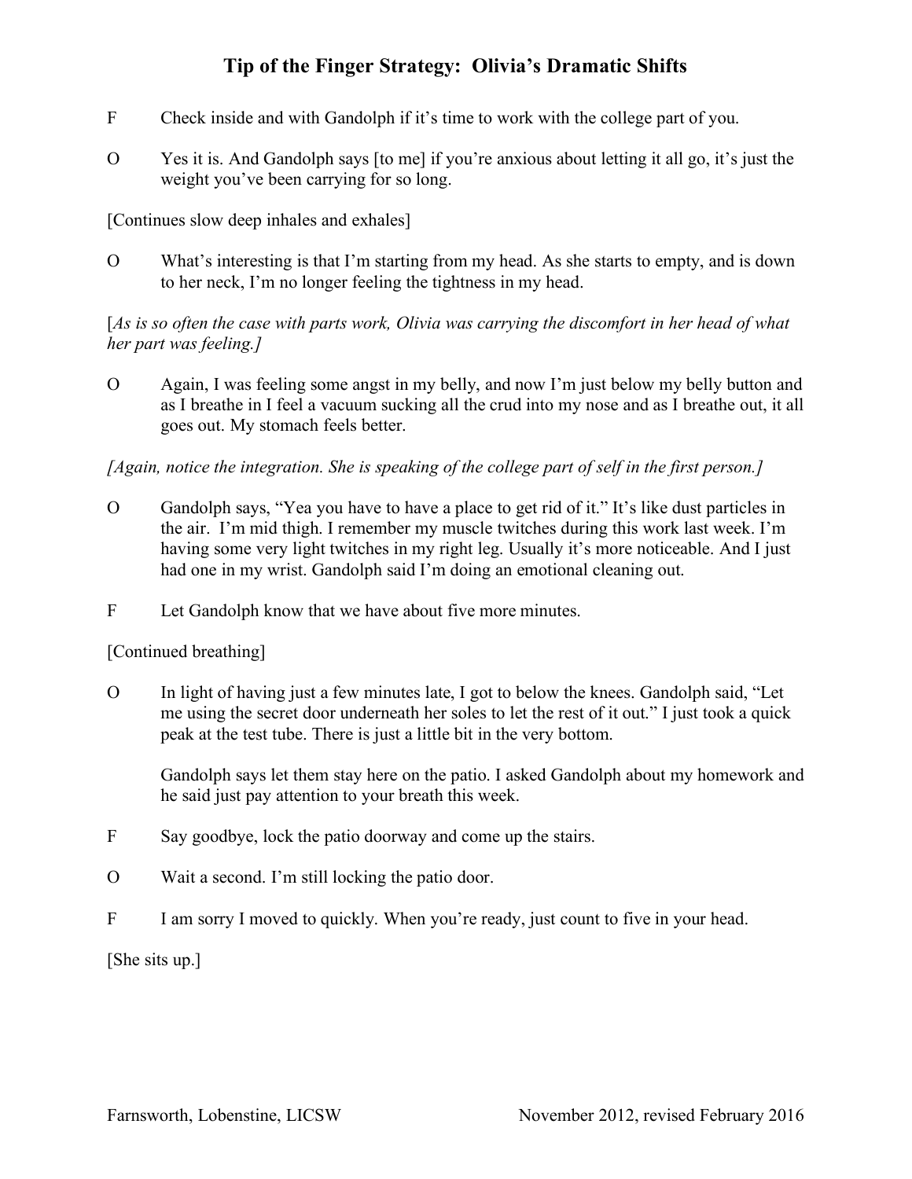# Tip of the Finger Strategy: Olivia's Dramatic Shifts

F Check inside and with Gandolph if it's time to work with the college part of you.

O Yes it is. And Gandolph says [to me] if you're anxious about letting it all go, it's just the weight you've been carrying for so long.

[Continues slow deep inhales and exhales]

O What's interesting is that I'm starting from my head. As she starts to empty, and is down to her neck, I'm no longer feeling the tightness in my head.

[*As is so often the case with parts work, Olivia was carrying the discomfort in her head of what her part was feeling.]*

O Again, I was feeling some angst in my belly, and now I'm just below my belly button and as I breathe in I feel a vacuum sucking all the crud into my nose and as I breathe out, it all goes out. My stomach feels better.

*[Again, notice the integration. She is speaking of the college part of self in the first person.]*

O Gandolph says, "Yea you have to have a place to get rid of it." It's like dust particles in the air. I'm mid thigh. I remember my muscle twitches during this work last week. I'm having some very light twitches in my right leg. Usually it's more noticeable. And I just had one in my wrist. Gandolph said I'm doing an emotional cleaning out.

F Let Gandolph know that we have about five more minutes.

[Continued breathing]

O In light of having just a few minutes late, I got to below the knees. Gandolph said, "Let me using the secret door underneath her soles to let the rest of it out." I just took a quick peak at the test tube. There is just a little bit in the very bottom.

Gandolph says let them stay here on the patio. I asked Gandolph about my homework and he said just pay attention to your breath this week.

F Say goodbye, lock the patio doorway and come up the stairs.

O Wait a second. I'm still locking the patio door.

F I am sorry I moved to quickly. When you're ready, just count to five in your head.

[She sits up.]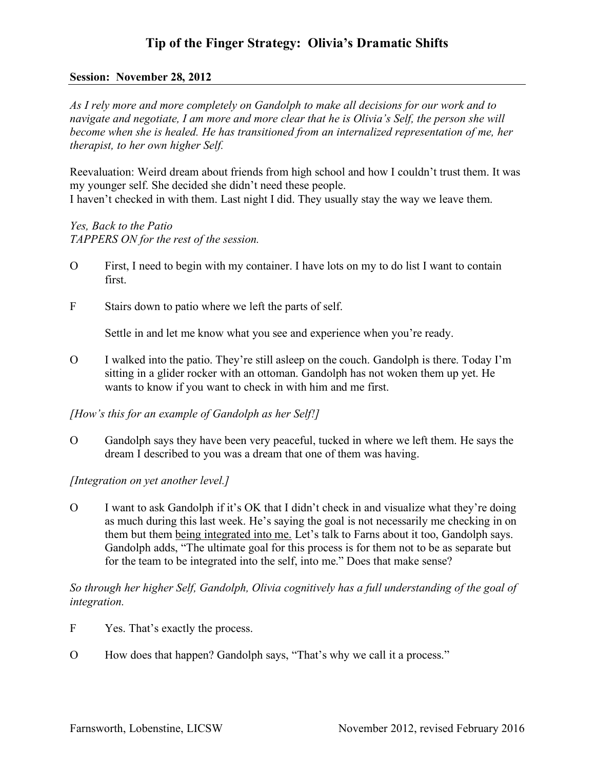# Tip of the Finger Strategy: Olivia's Dramatic Shifts

**Session: November 28, 2012**

*As I rely more and more completely on Gandolph to make all decisions for our work and to navigate and negotiate, I am more and more clear that he is Olivia's Self, the person she will become when she is healed. He has transitioned from an internalized representation of me, her therapist, to her own higher Self.*

Reevaluation: Weird dream about friends from high school and how I couldn't trust them. It was my younger self. She decided she didn't need these people.
I haven't checked in with them. Last night I did. They usually stay the way we leave them.

*Yes, Back to the Patio*
*TAPPERS ON for the rest of the session.*

O First, I need to begin with my container. I have lots on my to do list I want to contain first.

F Stairs down to patio where we left the parts of self.

Settle in and let me know what you see and experience when you're ready.

O I walked into the patio. They're still asleep on the couch. Gandolph is there. Today I'm sitting in a glider rocker with an ottoman. Gandolph has not woken them up yet. He wants to know if you want to check in with him and me first.

*[How's this for an example of Gandolph as her Self!]*

O Gandolph says they have been very peaceful, tucked in where we left them. He says the dream I described to you was a dream that one of them was having.

*[Integration on yet another level.]*

O I want to ask Gandolph if it's OK that I didn't check in and visualize what they're doing as much during this last week. He's saying the goal is not necessarily me checking in on them but them <u>being integrated into me.</u> Let's talk to Farns about it too, Gandolph says. Gandolph adds, "The ultimate goal for this process is for them not to be as separate but for the team to be integrated into the self, into me." Does that make sense?

*So through her higher Self, Gandolph, Olivia cognitively has a full understanding of the goal of integration.*

F Yes. That's exactly the process.

O How does that happen? Gandolph says, "That's why we call it a process."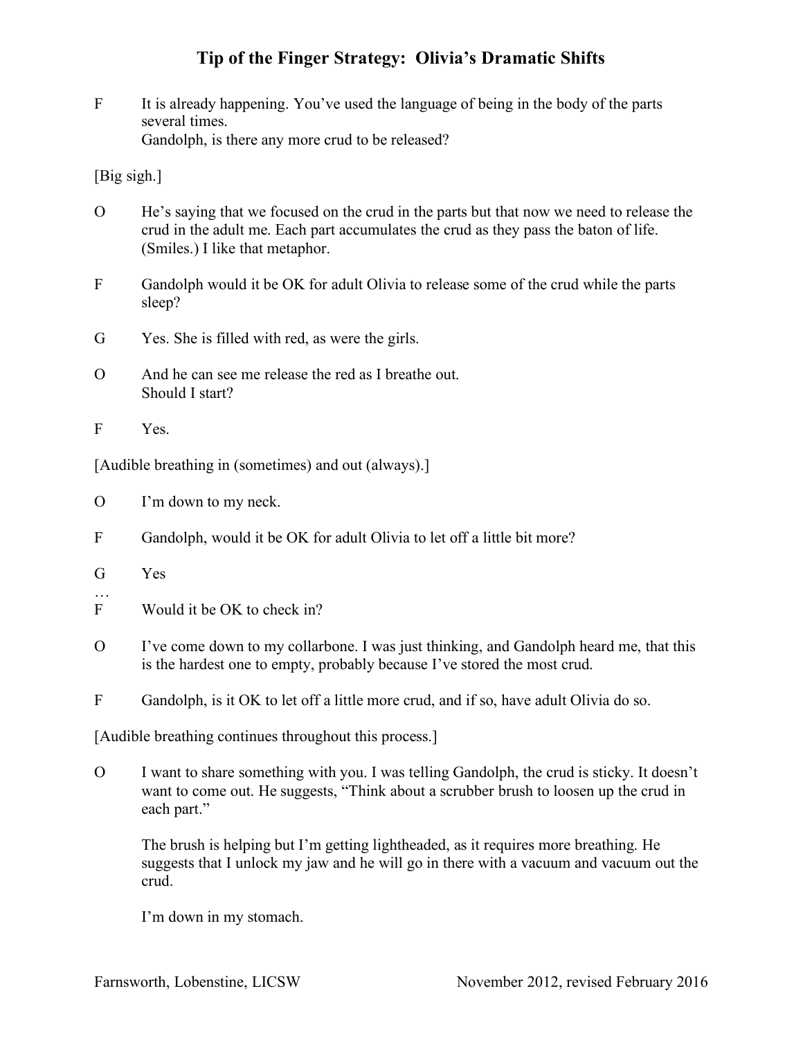# Tip of the Finger Strategy: Olivia's Dramatic Shifts

F It is already happening. You've used the language of being in the body of the parts several times.
Gandolph, is there any more crud to be released?

[Big sigh.]

O He's saying that we focused on the crud in the parts but that now we need to release the crud in the adult me. Each part accumulates the crud as they pass the baton of life. (Smiles.) I like that metaphor.

F Gandolph would it be OK for adult Olivia to release some of the crud while the parts sleep?

G Yes. She is filled with red, as were the girls.

O And he can see me release the red as I breathe out.
Should I start?

F Yes.

[Audible breathing in (sometimes) and out (always).]

O I'm down to my neck.

F Gandolph, would it be OK for adult Olivia to let off a little bit more?

G Yes

…

F Would it be OK to check in?

O I've come down to my collarbone. I was just thinking, and Gandolph heard me, that this is the hardest one to empty, probably because I've stored the most crud.

F Gandolph, is it OK to let off a little more crud, and if so, have adult Olivia do so.

[Audible breathing continues throughout this process.]

O I want to share something with you. I was telling Gandolph, the crud is sticky. It doesn't want to come out. He suggests, "Think about a scrubber brush to loosen up the crud in each part."

The brush is helping but I'm getting lightheaded, as it requires more breathing. He suggests that I unlock my jaw and he will go in there with a vacuum and vacuum out the crud.

I'm down in my stomach.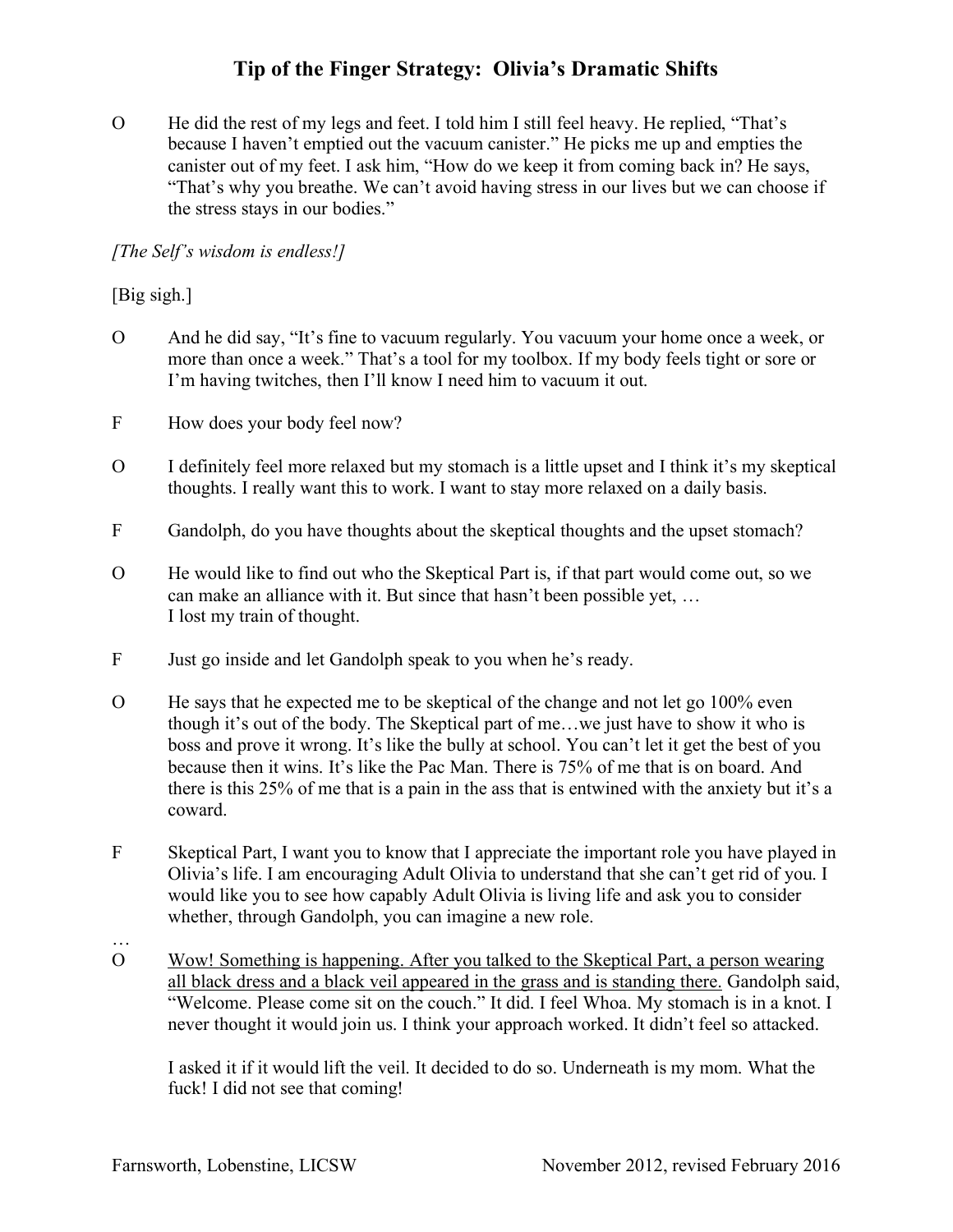# Tip of the Finger Strategy: Olivia's Dramatic Shifts

O He did the rest of my legs and feet. I told him I still feel heavy. He replied, "That's because I haven't emptied out the vacuum canister." He picks me up and empties the canister out of my feet. I ask him, "How do we keep it from coming back in? He says, "That's why you breathe. We can't avoid having stress in our lives but we can choose if the stress stays in our bodies."

*[The Self's wisdom is endless!]*

[Big sigh.]

O And he did say, "It's fine to vacuum regularly. You vacuum your home once a week, or more than once a week." That's a tool for my toolbox. If my body feels tight or sore or I'm having twitches, then I'll know I need him to vacuum it out.

F How does your body feel now?

O I definitely feel more relaxed but my stomach is a little upset and I think it's my skeptical thoughts. I really want this to work. I want to stay more relaxed on a daily basis.

F Gandolph, do you have thoughts about the skeptical thoughts and the upset stomach?

O He would like to find out who the Skeptical Part is, if that part would come out, so we can make an alliance with it. But since that hasn't been possible yet, …
I lost my train of thought.

F Just go inside and let Gandolph speak to you when he's ready.

O He says that he expected me to be skeptical of the change and not let go 100% even though it's out of the body. The Skeptical part of me…we just have to show it who is boss and prove it wrong. It's like the bully at school. You can't let it get the best of you because then it wins. It's like the Pac Man. There is 75% of me that is on board. And there is this 25% of me that is a pain in the ass that is entwined with the anxiety but it's a coward.

F Skeptical Part, I want you to know that I appreciate the important role you have played in Olivia's life. I am encouraging Adult Olivia to understand that she can't get rid of you. I would like you to see how capably Adult Olivia is living life and ask you to consider whether, through Gandolph, you can imagine a new role.

…

O <u>Wow! Something is happening. After you talked to the Skeptical Part, a person wearing all black dress and a black veil appeared in the grass and is standing there.</u> Gandolph said, "Welcome. Please come sit on the couch." It did. I feel Whoa. My stomach is in a knot. I never thought it would join us. I think your approach worked. It didn't feel so attacked.

I asked it if it would lift the veil. It decided to do so. Underneath is my mom. What the fuck! I did not see that coming!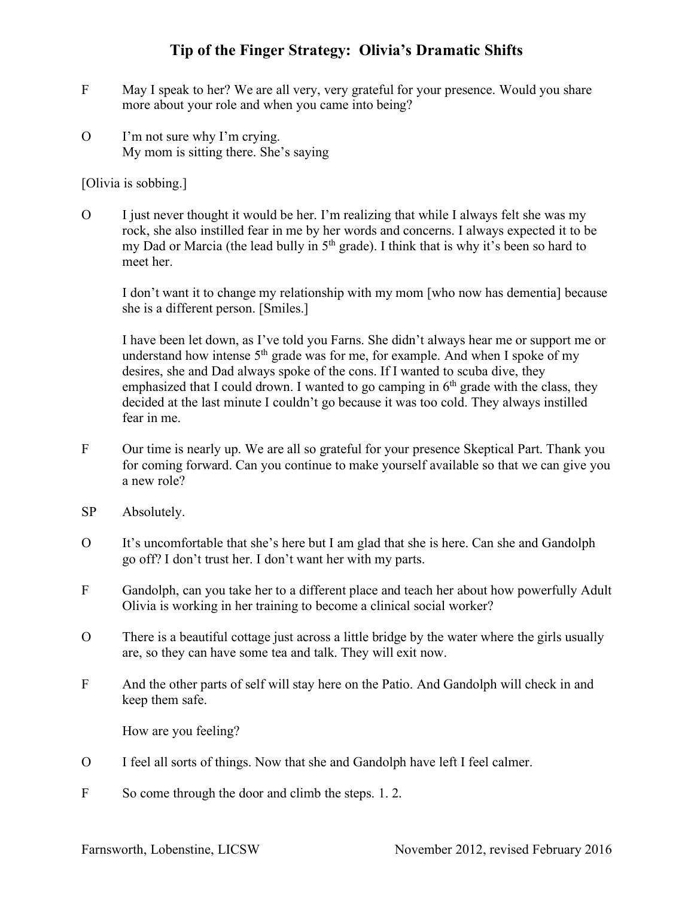# Tip of the Finger Strategy: Olivia's Dramatic Shifts

F May I speak to her? We are all very, very grateful for your presence. Would you share more about your role and when you came into being?

O I'm not sure why I'm crying.
My mom is sitting there. She's saying

[Olivia is sobbing.]

O I just never thought it would be her. I'm realizing that while I always felt she was my rock, she also instilled fear in me by her words and concerns. I always expected it to be my Dad or Marcia (the lead bully in 5th grade). I think that is why it's been so hard to meet her.

I don't want it to change my relationship with my mom [who now has dementia] because she is a different person. [Smiles.]

I have been let down, as I've told you Farns. She didn't always hear me or support me or understand how intense 5th grade was for me, for example. And when I spoke of my desires, she and Dad always spoke of the cons. If I wanted to scuba dive, they emphasized that I could drown. I wanted to go camping in 6th grade with the class, they decided at the last minute I couldn't go because it was too cold. They always instilled fear in me.

F Our time is nearly up. We are all so grateful for your presence Skeptical Part. Thank you for coming forward. Can you continue to make yourself available so that we can give you a new role?

SP Absolutely.

O It's uncomfortable that she's here but I am glad that she is here. Can she and Gandolph go off? I don't trust her. I don't want her with my parts.

F Gandolph, can you take her to a different place and teach her about how powerfully Adult Olivia is working in her training to become a clinical social worker?

O There is a beautiful cottage just across a little bridge by the water where the girls usually are, so they can have some tea and talk. They will exit now.

F And the other parts of self will stay here on the Patio. And Gandolph will check in and keep them safe.

How are you feeling?

O I feel all sorts of things. Now that she and Gandolph have left I feel calmer.

F So come through the door and climb the steps. 1. 2.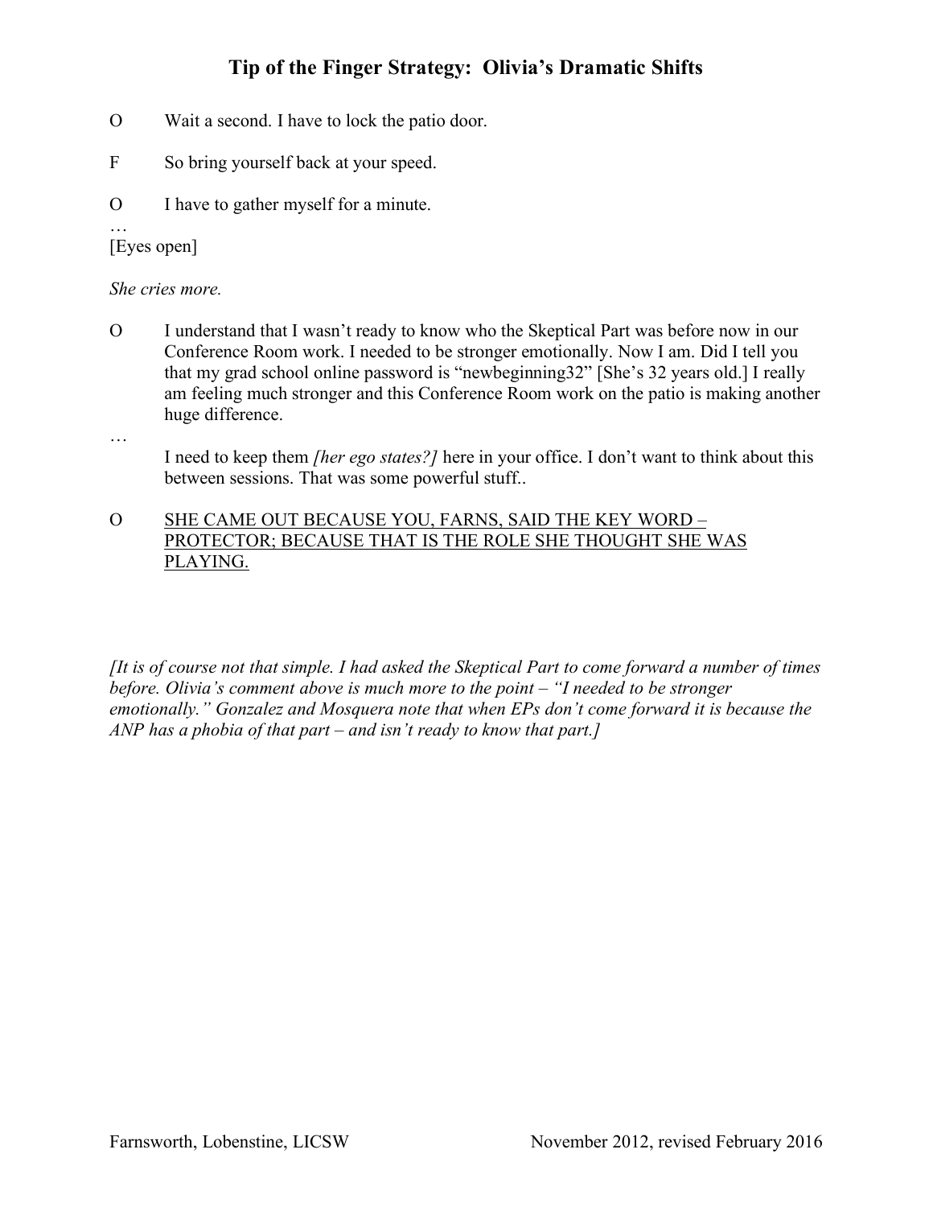O Wait a second. I have to lock the patio door.

F So bring yourself back at your speed.

O I have to gather myself for a minute.

…

[Eyes open]

*She cries more.*

O I understand that I wasn't ready to know who the Skeptical Part was before now in our Conference Room work. I needed to be stronger emotionally. Now I am. Did I tell you that my grad school online password is "newbeginning32" [She's 32 years old.] I really am feeling much stronger and this Conference Room work on the patio is making another huge difference.

…

I need to keep them *[her ego states?]* here in your office. I don't want to think about this between sessions. That was some powerful stuff..

O <u>SHE CAME OUT BECAUSE YOU, FARNS, SAID THE KEY WORD – PROTECTOR; BECAUSE THAT IS THE ROLE SHE THOUGHT SHE WAS PLAYING.</u>

*[It is of course not that simple. I had asked the Skeptical Part to come forward a number of times before. Olivia's comment above is much more to the point – "I needed to be stronger emotionally." Gonzalez and Mosquera note that when EPs don't come forward it is because the ANP has a phobia of that part – and isn't ready to know that part.]*